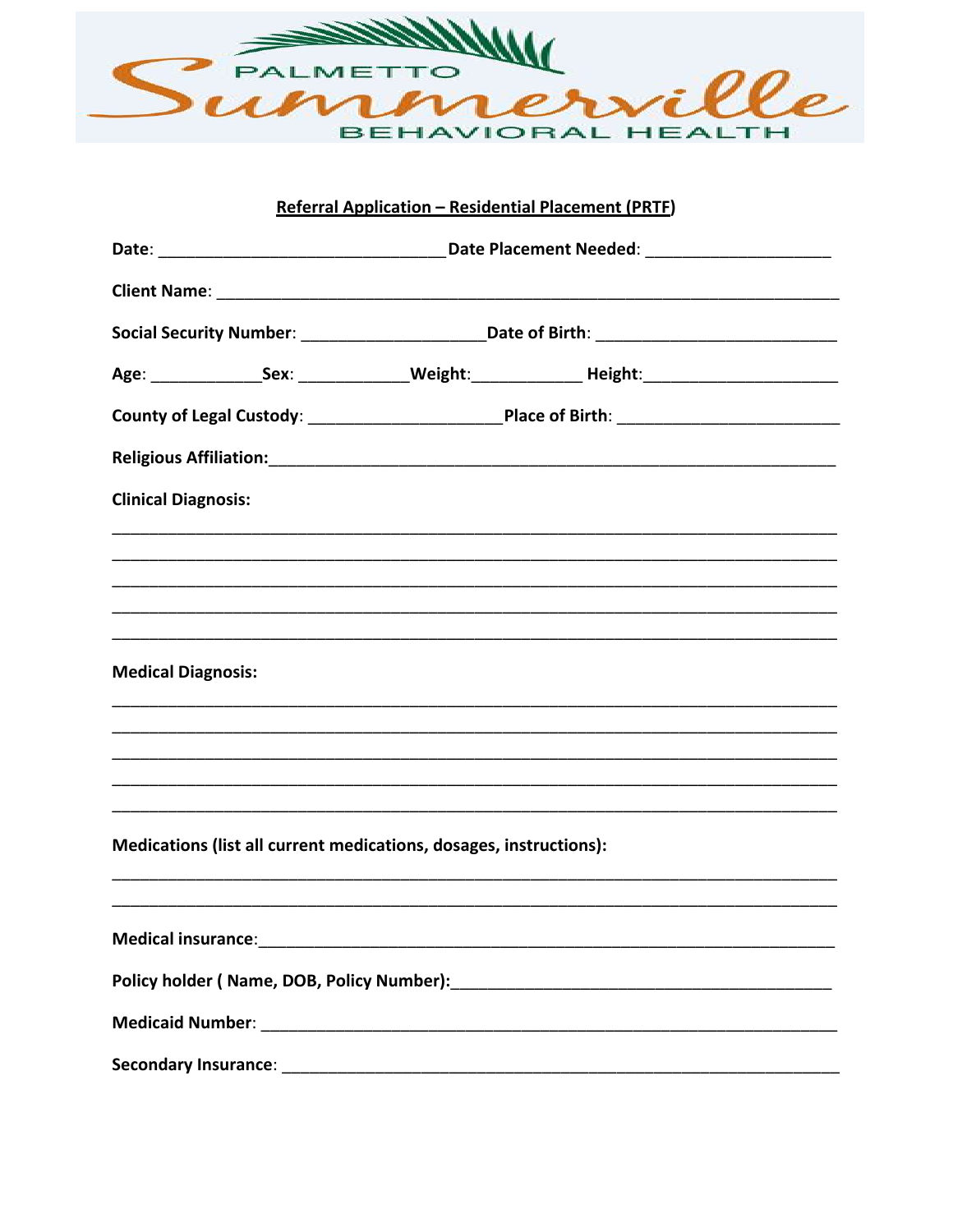# PALMETTO Summerville BEHAVIORAL HEALTH

## Referral Application – Residential Placement (PRTF)

**Date**: ______________________________ **Date Placement Needed**: ____________________

**Client Name**: ___________________________________________________________________

**Social Security Number**: ___________________**Date of Birth**: _________________________

**Age**: ___________**Sex**: ___________**Weight**:___________ **Height**:____________________

**County of Legal Custody**: ____________________**Place of Birth**: _______________________

**Religious Affiliation:**_______________________________________________________________

**Clinical Diagnosis:**

___________________________________________________________________________

___________________________________________________________________________

___________________________________________________________________________

___________________________________________________________________________

___________________________________________________________________________

**Medical Diagnosis:**

___________________________________________________________________________

___________________________________________________________________________

___________________________________________________________________________

___________________________________________________________________________

___________________________________________________________________________

**Medications (list all current medications, dosages, instructions):**

___________________________________________________________________________

___________________________________________________________________________

**Medical insurance**:______________________________________________________________

**Policy holder ( Name, DOB, Policy Number):**_________________________________________

**Medicaid Number**: _______________________________________________________________

**Secondary Insurance**: ____________________________________________________________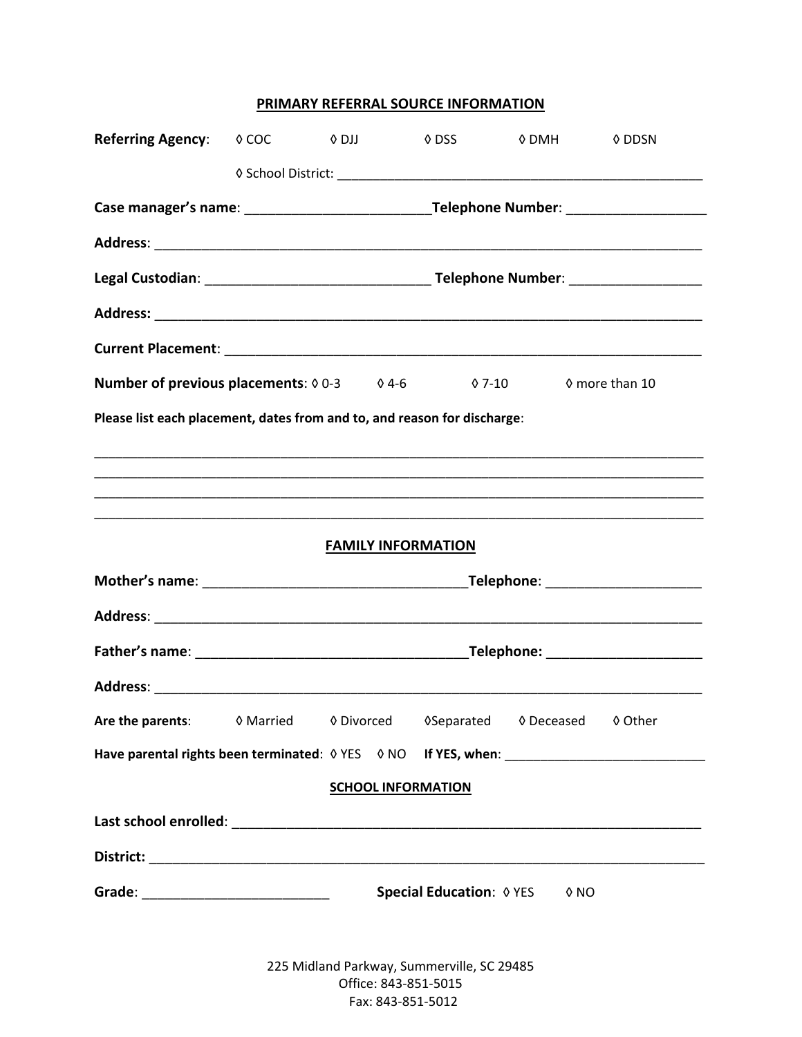## PRIMARY REFERRAL SOURCE INFORMATION

**Referring Agency**: ◊ COC ◊ DJJ ◊ DSS ◊ DMH ◊ DDSN

◊ School District: ______________________________________________

**Case manager's name**: ______________________ **Telephone Number**: __________________

**Address**: ______________________________________________________________________

**Legal Custodian**: ___________________________ **Telephone Number**: ________________

**Address:** ______________________________________________________________________

**Current Placement**: _____________________________________________________________

**Number of previous placements**: ◊ 0-3 ◊ 4-6 ◊ 7-10 ◊ more than 10

**Please list each placement, dates from and to, and reason for discharge**:

_____________________________________________________________________________

_____________________________________________________________________________

_____________________________________________________________________________

_____________________________________________________________________________

## FAMILY INFORMATION

**Mother's name**: ________________________________ **Telephone**: ___________________

**Address**: ______________________________________________________________________

**Father's name**: _________________________________ **Telephone:** ___________________

**Address**: ______________________________________________________________________

**Are the parents**: ◊ Married ◊ Divorced ◊Separated ◊ Deceased ◊ Other

**Have parental rights been terminated**: ◊ YES ◊ NO **If YES, when**: _________________________

## SCHOOL INFORMATION

**Last school enrolled**: ____________________________________________________________

**District:** _______________________________________________________________________

**Grade**: ________________________ **Special Education**: ◊ YES ◊ NO

225 Midland Parkway, Summerville, SC 29485
Office: 843-851-5015
Fax: 843-851-5012